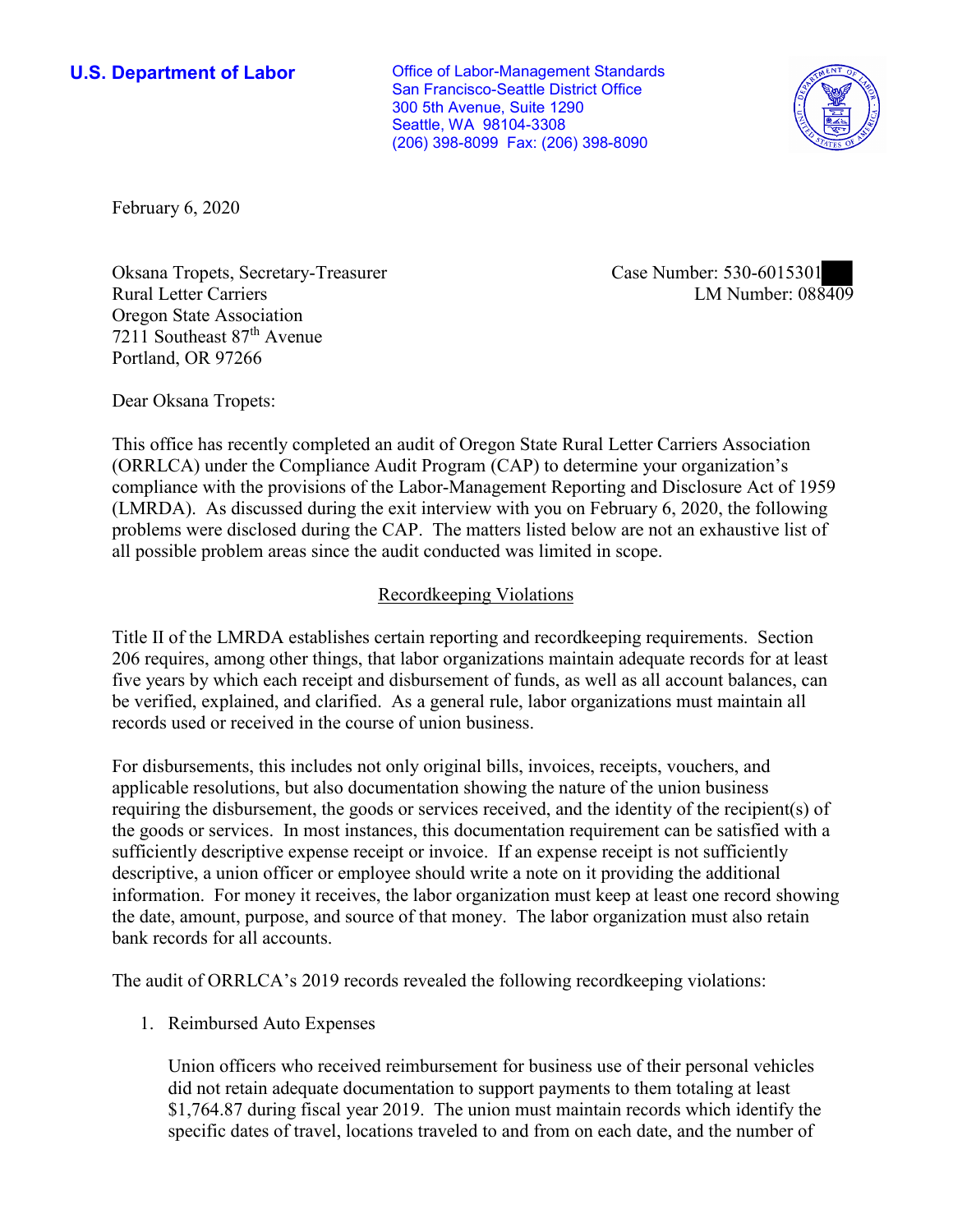**U.S. Department of Labor**

Office of Labor-Management Standards
San Francisco-Seattle District Office
300 5th Avenue, Suite 1290
Seattle, WA 98104-3308
(206) 398-8099 Fax: (206) 398-8090

February 6, 2020

Oksana Tropets, Secretary-Treasurer
Rural Letter Carriers
Oregon State Association
7211 Southeast 87th Avenue
Portland, OR 97266

Case Number: 530-6015301
LM Number: 088409

Dear Oksana Tropets:

This office has recently completed an audit of Oregon State Rural Letter Carriers Association (ORRLCA) under the Compliance Audit Program (CAP) to determine your organization's compliance with the provisions of the Labor-Management Reporting and Disclosure Act of 1959 (LMRDA). As discussed during the exit interview with you on February 6, 2020, the following problems were disclosed during the CAP. The matters listed below are not an exhaustive list of all possible problem areas since the audit conducted was limited in scope.

## Recordkeeping Violations

Title II of the LMRDA establishes certain reporting and recordkeeping requirements. Section 206 requires, among other things, that labor organizations maintain adequate records for at least five years by which each receipt and disbursement of funds, as well as all account balances, can be verified, explained, and clarified. As a general rule, labor organizations must maintain all records used or received in the course of union business.

For disbursements, this includes not only original bills, invoices, receipts, vouchers, and applicable resolutions, but also documentation showing the nature of the union business requiring the disbursement, the goods or services received, and the identity of the recipient(s) of the goods or services. In most instances, this documentation requirement can be satisfied with a sufficiently descriptive expense receipt or invoice. If an expense receipt is not sufficiently descriptive, a union officer or employee should write a note on it providing the additional information. For money it receives, the labor organization must keep at least one record showing the date, amount, purpose, and source of that money. The labor organization must also retain bank records for all accounts.

The audit of ORRLCA's 2019 records revealed the following recordkeeping violations:

1. Reimbursed Auto Expenses

   Union officers who received reimbursement for business use of their personal vehicles did not retain adequate documentation to support payments to them totaling at least $1,764.87 during fiscal year 2019. The union must maintain records which identify the specific dates of travel, locations traveled to and from on each date, and the number of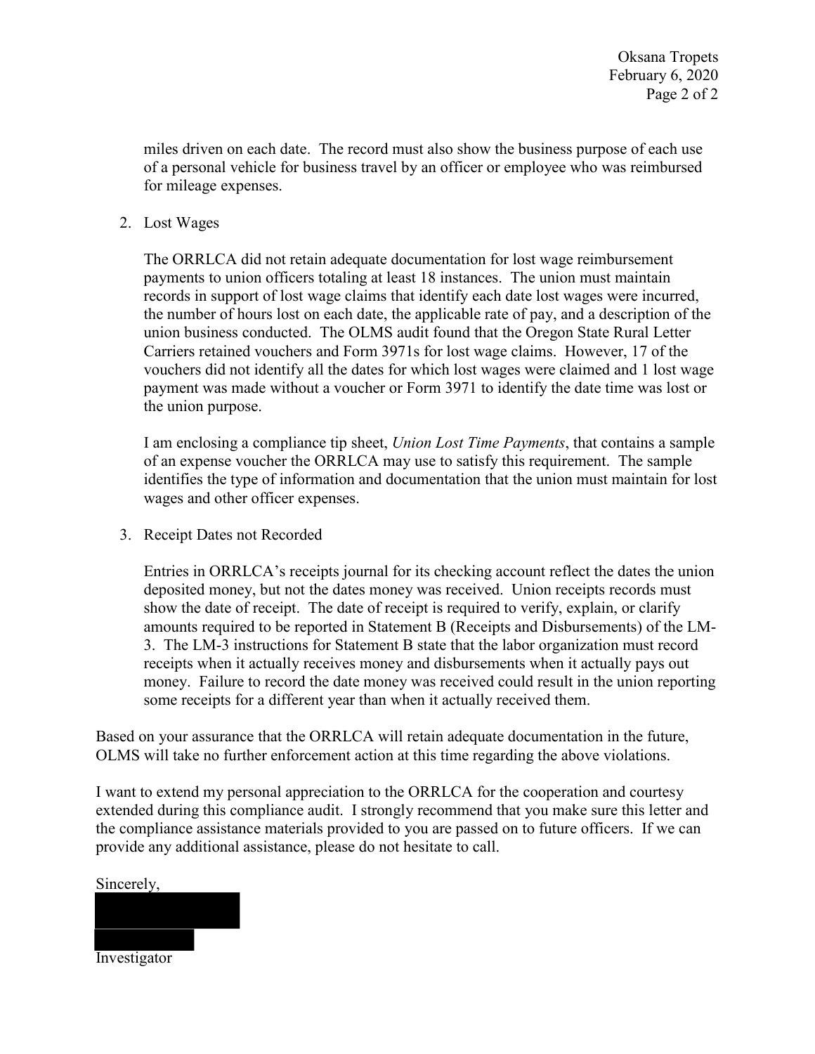miles driven on each date. The record must also show the business purpose of each use of a personal vehicle for business travel by an officer or employee who was reimbursed for mileage expenses.

2. Lost Wages

   The ORRLCA did not retain adequate documentation for lost wage reimbursement payments to union officers totaling at least 18 instances. The union must maintain records in support of lost wage claims that identify each date lost wages were incurred, the number of hours lost on each date, the applicable rate of pay, and a description of the union business conducted. The OLMS audit found that the Oregon State Rural Letter Carriers retained vouchers and Form 3971s for lost wage claims. However, 17 of the vouchers did not identify all the dates for which lost wages were claimed and 1 lost wage payment was made without a voucher or Form 3971 to identify the date time was lost or the union purpose.

   I am enclosing a compliance tip sheet, *Union Lost Time Payments*, that contains a sample of an expense voucher the ORRLCA may use to satisfy this requirement. The sample identifies the type of information and documentation that the union must maintain for lost wages and other officer expenses.

3. Receipt Dates not Recorded

   Entries in ORRLCA's receipts journal for its checking account reflect the dates the union deposited money, but not the dates money was received. Union receipts records must show the date of receipt. The date of receipt is required to verify, explain, or clarify amounts required to be reported in Statement B (Receipts and Disbursements) of the LM-3. The LM-3 instructions for Statement B state that the labor organization must record receipts when it actually receives money and disbursements when it actually pays out money. Failure to record the date money was received could result in the union reporting some receipts for a different year than when it actually received them.

Based on your assurance that the ORRLCA will retain adequate documentation in the future, OLMS will take no further enforcement action at this time regarding the above violations.

I want to extend my personal appreciation to the ORRLCA for the cooperation and courtesy extended during this compliance audit. I strongly recommend that you make sure this letter and the compliance assistance materials provided to you are passed on to future officers. If we can provide any additional assistance, please do not hesitate to call.

Sincerely,

Investigator